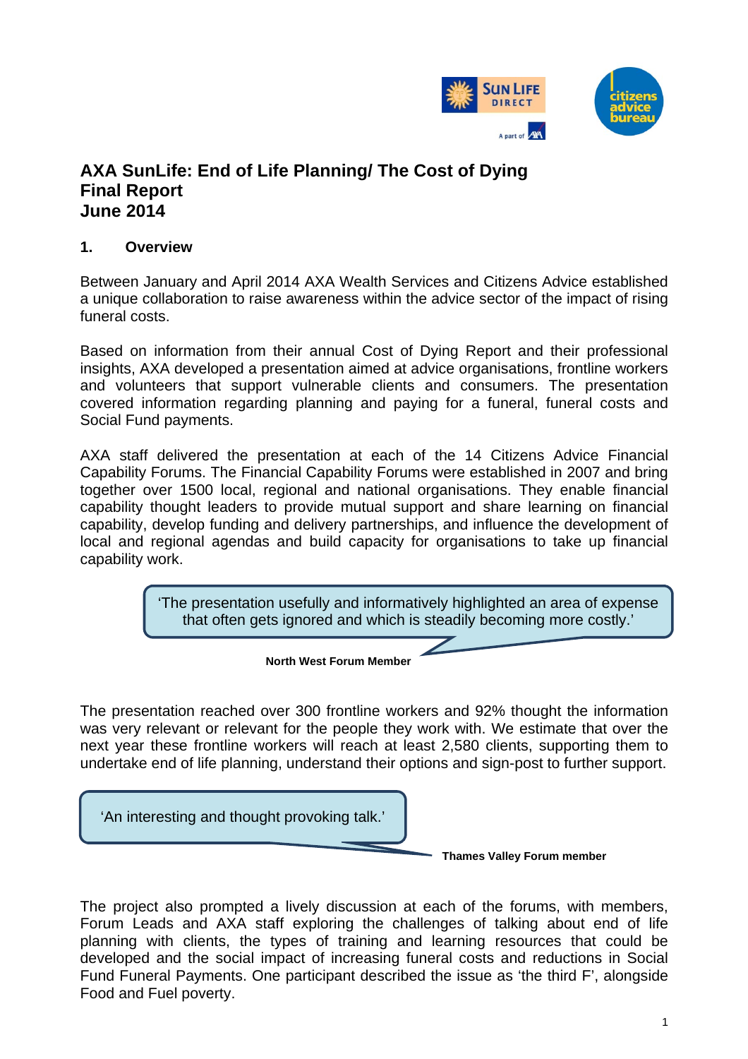# AXA SunLife: End of Life Planning/ The Cost of Dying
# Final Report
# June 2014

## 1. Overview

Between January and April 2014 AXA Wealth Services and Citizens Advice established a unique collaboration to raise awareness within the advice sector of the impact of rising funeral costs.

Based on information from their annual Cost of Dying Report and their professional insights, AXA developed a presentation aimed at advice organisations, frontline workers and volunteers that support vulnerable clients and consumers. The presentation covered information regarding planning and paying for a funeral, funeral costs and Social Fund payments.

AXA staff delivered the presentation at each of the 14 Citizens Advice Financial Capability Forums. The Financial Capability Forums were established in 2007 and bring together over 1500 local, regional and national organisations. They enable financial capability thought leaders to provide mutual support and share learning on financial capability, develop funding and delivery partnerships, and influence the development of local and regional agendas and build capacity for organisations to take up financial capability work.

> 'The presentation usefully and informatively highlighted an area of expense that often gets ignored and which is steadily becoming more costly.'

**North West Forum Member**

The presentation reached over 300 frontline workers and 92% thought the information was very relevant or relevant for the people they work with. We estimate that over the next year these frontline workers will reach at least 2,580 clients, supporting them to undertake end of life planning, understand their options and sign-post to further support.

> 'An interesting and thought provoking talk.'

**Thames Valley Forum member**

The project also prompted a lively discussion at each of the forums, with members, Forum Leads and AXA staff exploring the challenges of talking about end of life planning with clients, the types of training and learning resources that could be developed and the social impact of increasing funeral costs and reductions in Social Fund Funeral Payments. One participant described the issue as 'the third F', alongside Food and Fuel poverty.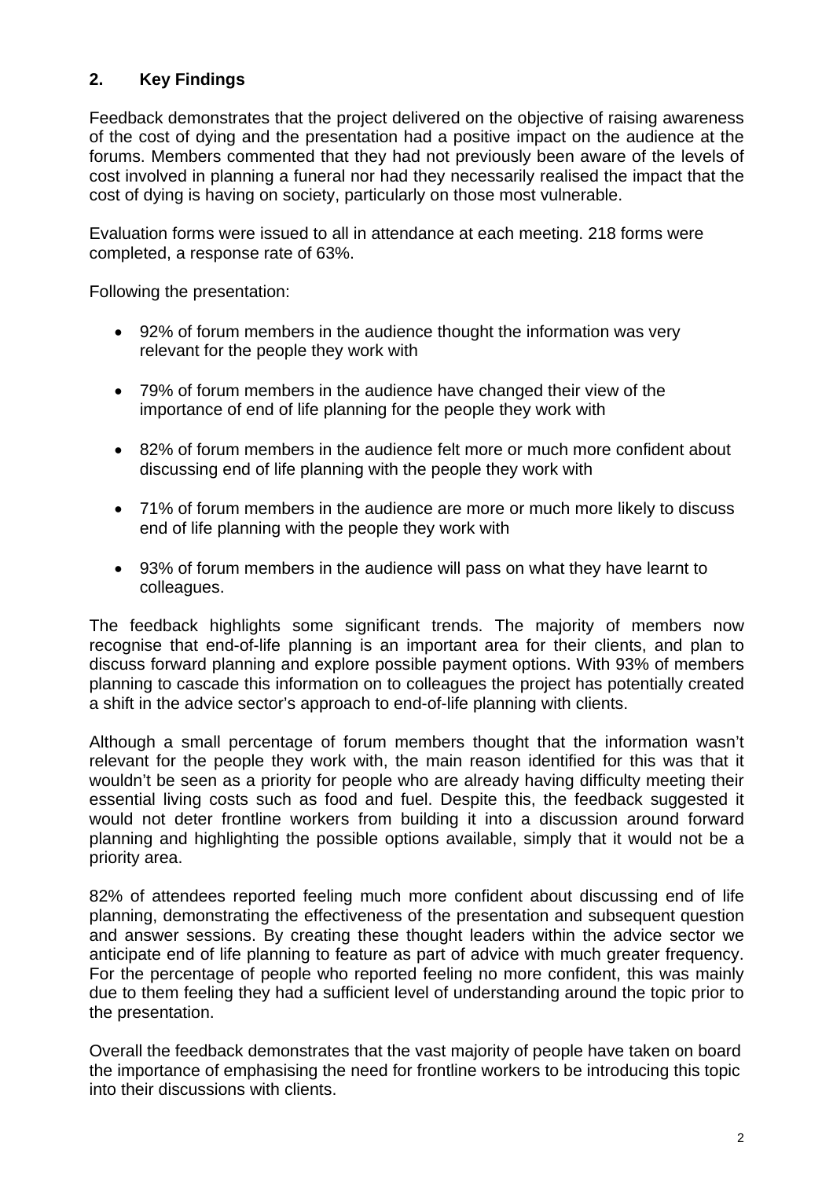## 2. Key Findings

Feedback demonstrates that the project delivered on the objective of raising awareness of the cost of dying and the presentation had a positive impact on the audience at the forums. Members commented that they had not previously been aware of the levels of cost involved in planning a funeral nor had they necessarily realised the impact that the cost of dying is having on society, particularly on those most vulnerable.

Evaluation forms were issued to all in attendance at each meeting. 218 forms were completed, a response rate of 63%.

Following the presentation:

- 92% of forum members in the audience thought the information was very relevant for the people they work with
- 79% of forum members in the audience have changed their view of the importance of end of life planning for the people they work with
- 82% of forum members in the audience felt more or much more confident about discussing end of life planning with the people they work with
- 71% of forum members in the audience are more or much more likely to discuss end of life planning with the people they work with
- 93% of forum members in the audience will pass on what they have learnt to colleagues.

The feedback highlights some significant trends. The majority of members now recognise that end-of-life planning is an important area for their clients, and plan to discuss forward planning and explore possible payment options. With 93% of members planning to cascade this information on to colleagues the project has potentially created a shift in the advice sector's approach to end-of-life planning with clients.

Although a small percentage of forum members thought that the information wasn't relevant for the people they work with, the main reason identified for this was that it wouldn't be seen as a priority for people who are already having difficulty meeting their essential living costs such as food and fuel. Despite this, the feedback suggested it would not deter frontline workers from building it into a discussion around forward planning and highlighting the possible options available, simply that it would not be a priority area.

82% of attendees reported feeling much more confident about discussing end of life planning, demonstrating the effectiveness of the presentation and subsequent question and answer sessions. By creating these thought leaders within the advice sector we anticipate end of life planning to feature as part of advice with much greater frequency. For the percentage of people who reported feeling no more confident, this was mainly due to them feeling they had a sufficient level of understanding around the topic prior to the presentation.

Overall the feedback demonstrates that the vast majority of people have taken on board the importance of emphasising the need for frontline workers to be introducing this topic into their discussions with clients.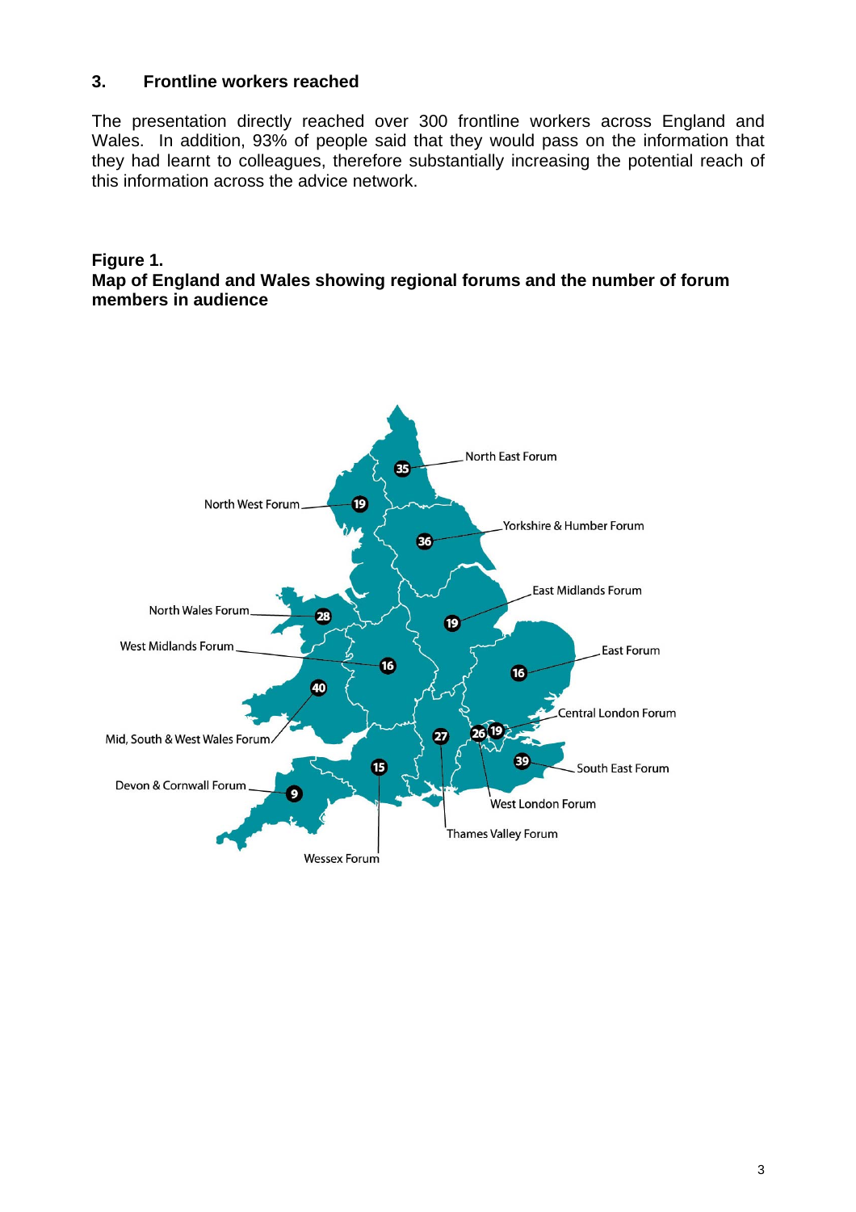## 3. Frontline workers reached

The presentation directly reached over 300 frontline workers across England and Wales. In addition, 93% of people said that they would pass on the information that they had learnt to colleagues, therefore substantially increasing the potential reach of this information across the advice network.

**Figure 1.**
**Map of England and Wales showing regional forums and the number of forum members in audience**

North East Forum 35
North West Forum 19
Yorkshire & Humber Forum 36
East Midlands Forum 19
North Wales Forum 28
West Midlands Forum 16
East Forum 16
Mid, South & West Wales Forum 40
Central London Forum 19
West London Forum 26
Thames Valley Forum 27
South East Forum 39
Wessex Forum 15
Devon & Cornwall Forum 9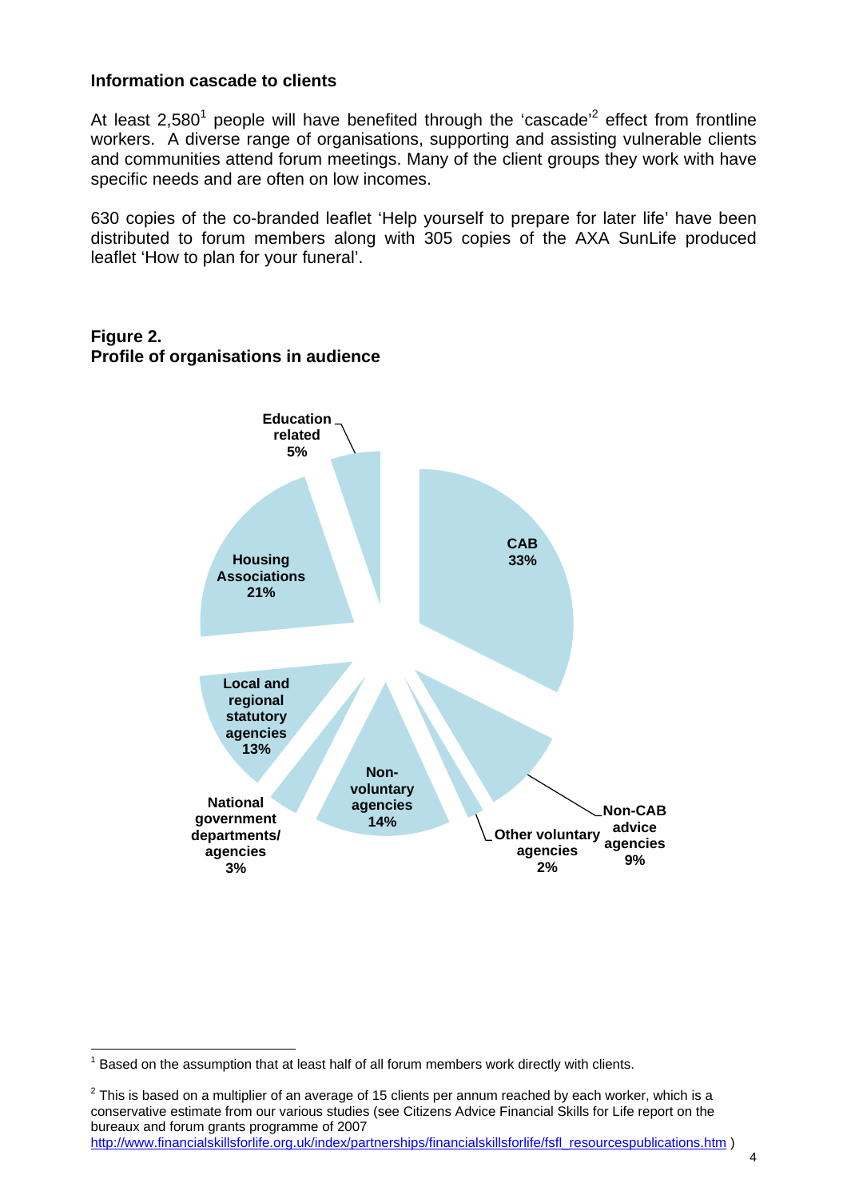### Information cascade to clients

At least 2,580[1] people will have benefited through the 'cascade'[2] effect from frontline workers. A diverse range of organisations, supporting and assisting vulnerable clients and communities attend forum meetings. Many of the client groups they work with have specific needs and are often on low incomes.

630 copies of the co-branded leaflet 'Help yourself to prepare for later life' have been distributed to forum members along with 305 copies of the AXA SunLife produced leaflet 'How to plan for your funeral'.

**Figure 2.**
**Profile of organisations in audience**

| Organisation type | Percentage |
|---|---|
| CAB | 33% |
| Non-CAB advice agencies | 9% |
| Other voluntary agencies | 2% |
| Non-voluntary agencies | 14% |
| National government departments/ agencies | 3% |
| Local and regional statutory agencies | 13% |
| Housing Associations | 21% |
| Education related | 5% |

[1] Based on the assumption that at least half of all forum members work directly with clients.

[2] This is based on a multiplier of an average of 15 clients per annum reached by each worker, which is a conservative estimate from our various studies (see Citizens Advice Financial Skills for Life report on the bureaux and forum grants programme of 2007 http://www.financialskillsforlife.org.uk/index/partnerships/financialskillsforlife/fsfl_resourcespublications.htm )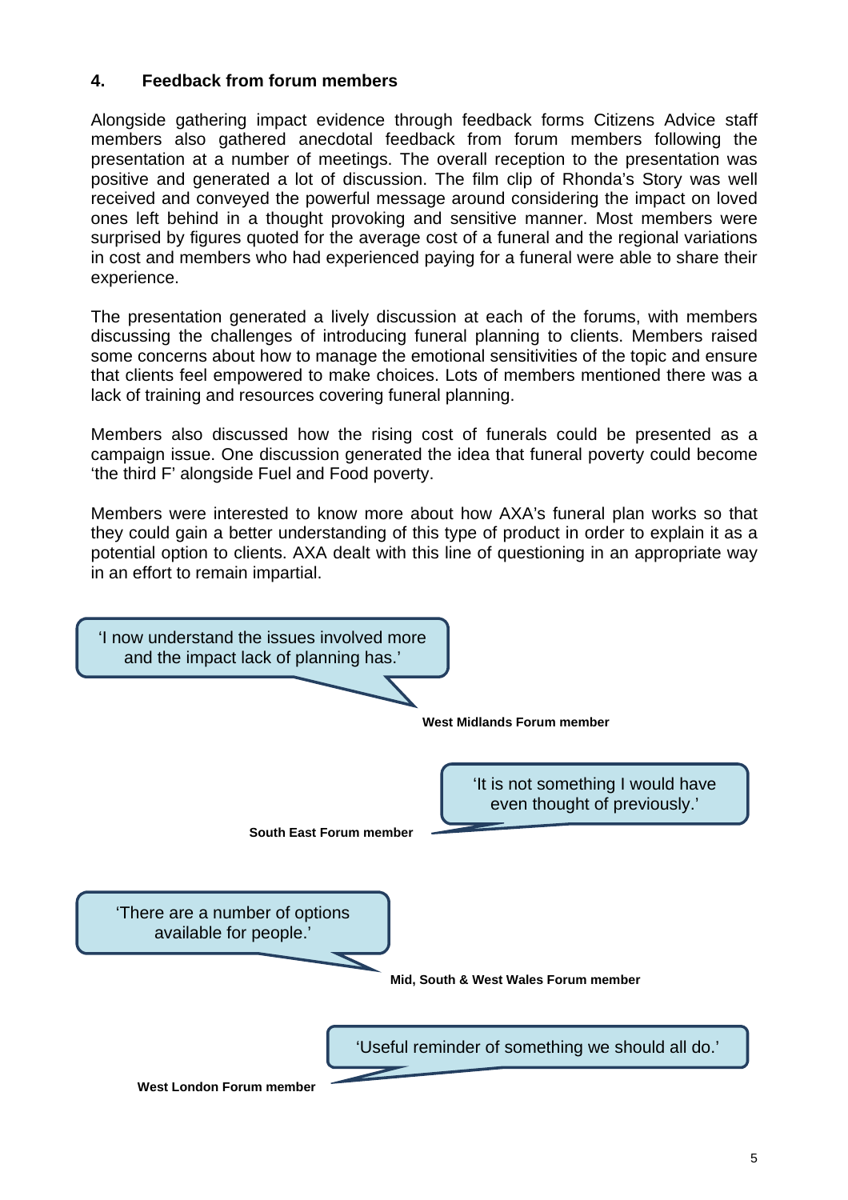## 4. Feedback from forum members

Alongside gathering impact evidence through feedback forms Citizens Advice staff members also gathered anecdotal feedback from forum members following the presentation at a number of meetings. The overall reception to the presentation was positive and generated a lot of discussion. The film clip of Rhonda's Story was well received and conveyed the powerful message around considering the impact on loved ones left behind in a thought provoking and sensitive manner. Most members were surprised by figures quoted for the average cost of a funeral and the regional variations in cost and members who had experienced paying for a funeral were able to share their experience.

The presentation generated a lively discussion at each of the forums, with members discussing the challenges of introducing funeral planning to clients. Members raised some concerns about how to manage the emotional sensitivities of the topic and ensure that clients feel empowered to make choices. Lots of members mentioned there was a lack of training and resources covering funeral planning.

Members also discussed how the rising cost of funerals could be presented as a campaign issue. One discussion generated the idea that funeral poverty could become 'the third F' alongside Fuel and Food poverty.

Members were interested to know more about how AXA's funeral plan works so that they could gain a better understanding of this type of product in order to explain it as a potential option to clients. AXA dealt with this line of questioning in an appropriate way in an effort to remain impartial.

> 'I now understand the issues involved more and the impact lack of planning has.'

**West Midlands Forum member**

> 'It is not something I would have even thought of previously.'

**South East Forum member**

> 'There are a number of options available for people.'

**Mid, South & West Wales Forum member**

> 'Useful reminder of something we should all do.'

**West London Forum member**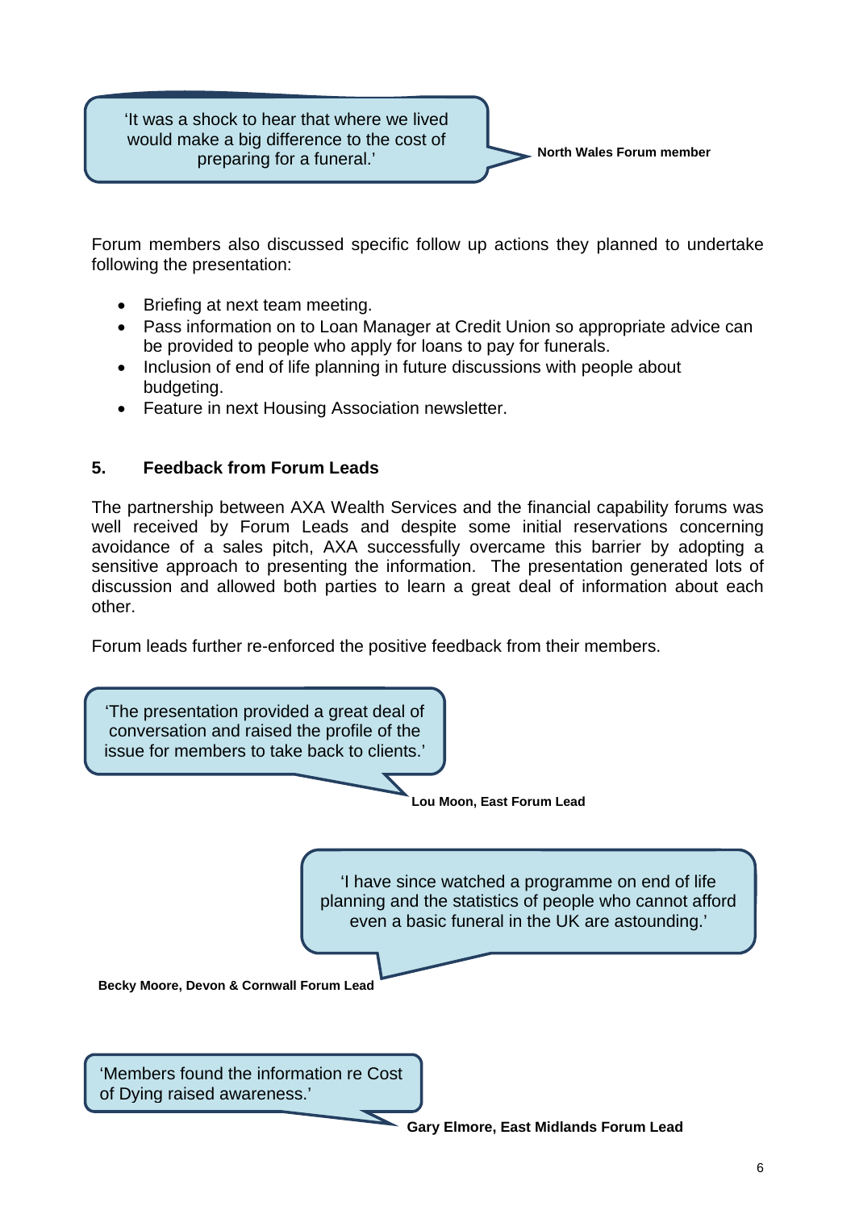> ‘It was a shock to hear that where we lived would make a big difference to the cost of preparing for a funeral.’

**North Wales Forum member**

Forum members also discussed specific follow up actions they planned to undertake following the presentation:

- Briefing at next team meeting.
- Pass information on to Loan Manager at Credit Union so appropriate advice can be provided to people who apply for loans to pay for funerals.
- Inclusion of end of life planning in future discussions with people about budgeting.
- Feature in next Housing Association newsletter.

## 5. Feedback from Forum Leads

The partnership between AXA Wealth Services and the financial capability forums was well received by Forum Leads and despite some initial reservations concerning avoidance of a sales pitch, AXA successfully overcame this barrier by adopting a sensitive approach to presenting the information. The presentation generated lots of discussion and allowed both parties to learn a great deal of information about each other.

Forum leads further re-enforced the positive feedback from their members.

> ‘The presentation provided a great deal of conversation and raised the profile of the issue for members to take back to clients.’

**Lou Moon, East Forum Lead**

> ‘I have since watched a programme on end of life planning and the statistics of people who cannot afford even a basic funeral in the UK are astounding.’

**Becky Moore, Devon & Cornwall Forum Lead**

> ‘Members found the information re Cost of Dying raised awareness.’

**Gary Elmore, East Midlands Forum Lead**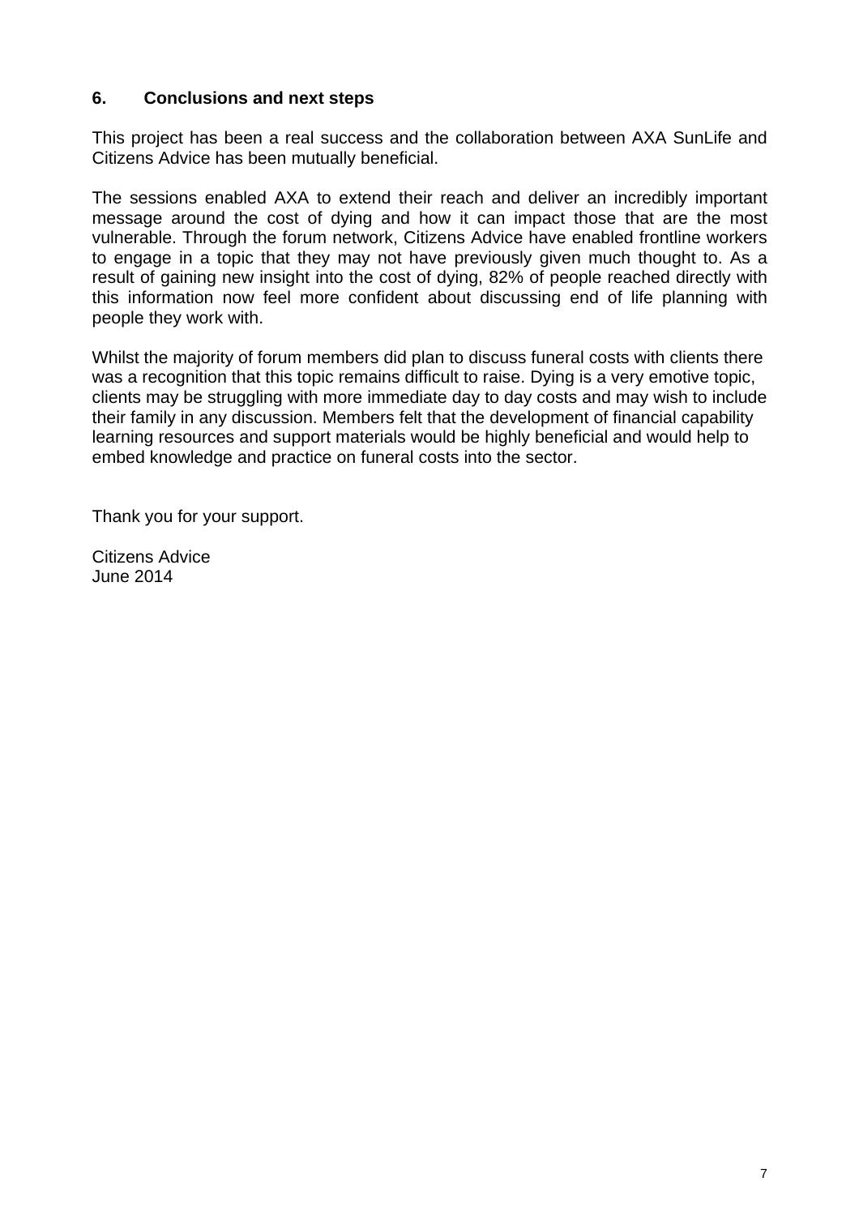## 6. Conclusions and next steps

This project has been a real success and the collaboration between AXA SunLife and Citizens Advice has been mutually beneficial.

The sessions enabled AXA to extend their reach and deliver an incredibly important message around the cost of dying and how it can impact those that are the most vulnerable. Through the forum network, Citizens Advice have enabled frontline workers to engage in a topic that they may not have previously given much thought to. As a result of gaining new insight into the cost of dying, 82% of people reached directly with this information now feel more confident about discussing end of life planning with people they work with.

Whilst the majority of forum members did plan to discuss funeral costs with clients there was a recognition that this topic remains difficult to raise. Dying is a very emotive topic, clients may be struggling with more immediate day to day costs and may wish to include their family in any discussion. Members felt that the development of financial capability learning resources and support materials would be highly beneficial and would help to embed knowledge and practice on funeral costs into the sector.

Thank you for your support.

Citizens Advice
June 2014